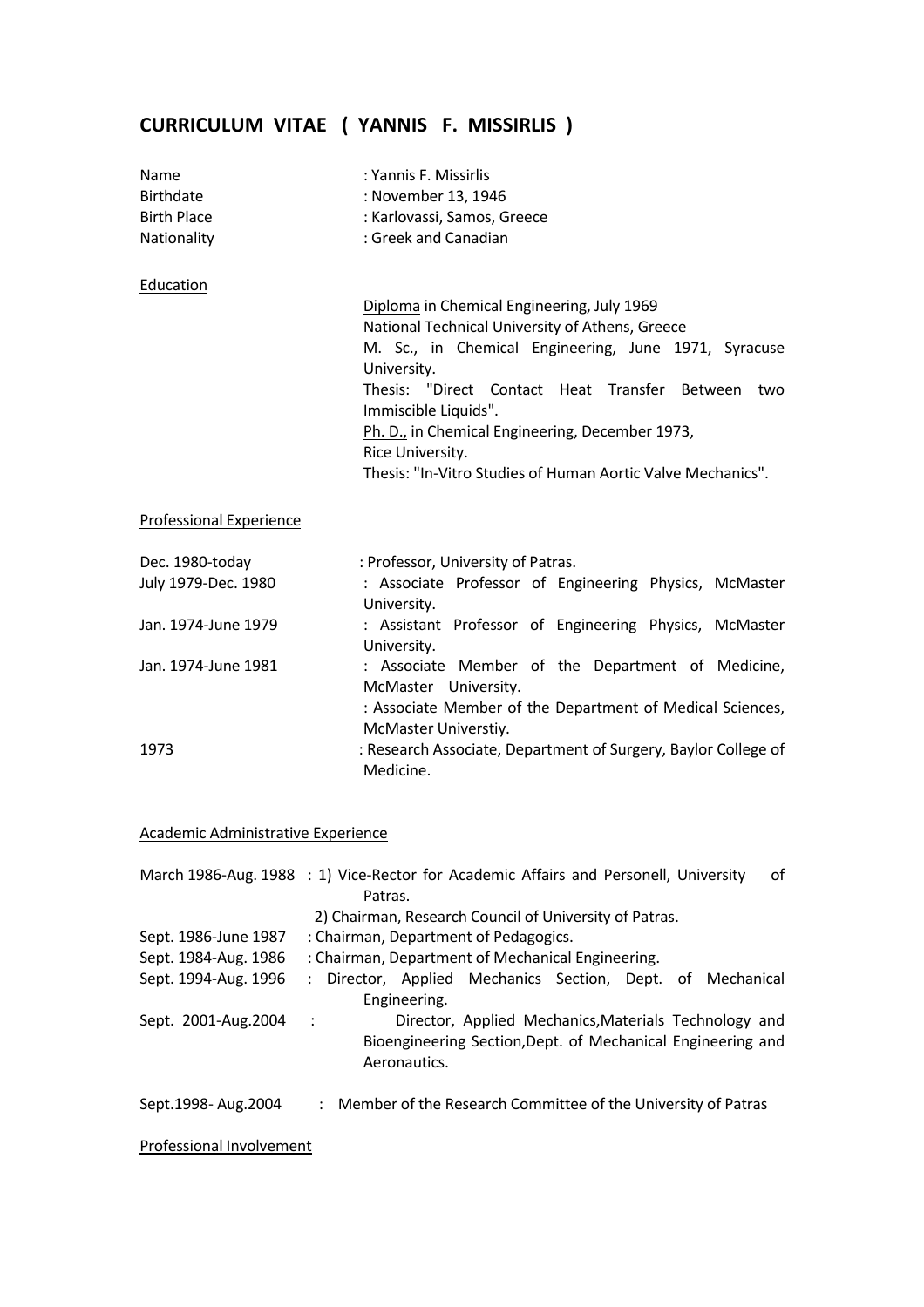# CURRICULUM VITAE ( YANNIS F. MISSIRLIS )

| | |
|---|---|
| Name | : Yannis F. Missirlis |
| Birthdate | : November 13, 1946 |
| Birth Place | : Karlovassi, Samos, Greece |
| Nationality | : Greek and Canadian |

## Education

Diploma in Chemical Engineering, July 1969
National Technical University of Athens, Greece

M. Sc., in Chemical Engineering, June 1971, Syracuse University.
Thesis: "Direct Contact Heat Transfer Between two Immiscible Liquids".

Ph. D., in Chemical Engineering, December 1973, Rice University.
Thesis: "In-Vitro Studies of Human Aortic Valve Mechanics".

## Professional Experience

| | |
|---|---|
| Dec. 1980-today | : Professor, University of Patras. |
| July 1979-Dec. 1980 | : Associate Professor of Engineering Physics, McMaster University. |
| Jan. 1974-June 1979 | : Assistant Professor of Engineering Physics, McMaster University. |
| Jan. 1974-June 1981 | : Associate Member of the Department of Medicine, McMaster University. |
| | : Associate Member of the Department of Medical Sciences, McMaster Universtiy. |
| 1973 | : Research Associate, Department of Surgery, Baylor College of Medicine. |

## Academic Administrative Experience

| | |
|---|---|
| March 1986-Aug. 1988 | : 1) Vice-Rector for Academic Affairs and Personell, University of Patras. |
| | 2) Chairman, Research Council of University of Patras. |
| Sept. 1986-June 1987 | : Chairman, Department of Pedagogics. |
| Sept. 1984-Aug. 1986 | : Chairman, Department of Mechanical Engineering. |
| Sept. 1994-Aug. 1996 | : Director, Applied Mechanics Section, Dept. of Mechanical Engineering. |
| Sept. 2001-Aug.2004 | : Director, Applied Mechanics,Materials Technology and Bioengineering Section,Dept. of Mechanical Engineering and Aeronautics. |
| Sept.1998- Aug.2004 | : Member of the Research Committee of the University of Patras |

## Professional Involvement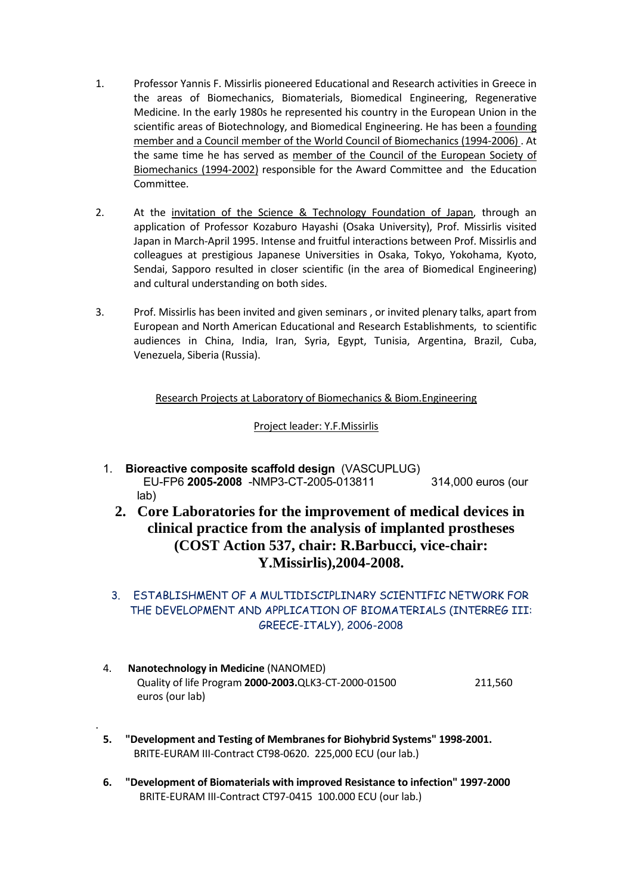1. Professor Yannis F. Missirlis pioneered Educational and Research activities in Greece in the areas of Biomechanics, Biomaterials, Biomedical Engineering, Regenerative Medicine. In the early 1980s he represented his country in the European Union in the scientific areas of Biotechnology, and Biomedical Engineering. He has been a founding member and a Council member of the World Council of Biomechanics (1994-2006) . At the same time he has served as member of the Council of the European Society of Biomechanics (1994-2002) responsible for the Award Committee and the Education Committee.

2. At the invitation of the Science & Technology Foundation of Japan, through an application of Professor Kozaburo Hayashi (Osaka University), Prof. Missirlis visited Japan in March-April 1995. Intense and fruitful interactions between Prof. Missirlis and colleagues at prestigious Japanese Universities in Osaka, Tokyo, Yokohama, Kyoto, Sendai, Sapporo resulted in closer scientific (in the area of Biomedical Engineering) and cultural understanding on both sides.

3. Prof. Missirlis has been invited and given seminars , or invited plenary talks, apart from European and North American Educational and Research Establishments, to scientific audiences in China, India, Iran, Syria, Egypt, Tunisia, Argentina, Brazil, Cuba, Venezuela, Siberia (Russia).

Research Projects at Laboratory of Biomechanics & Biom.Engineering

Project leader: Y.F.Missirlis

1. **Bioreactive composite scaffold design** (VASCUPLUG)
   EU-FP6 **2005-2008** -NMP3-CT-2005-013811 314,000 euros (our lab)

2. **Core Laboratories for the improvement of medical devices in clinical practice from the analysis of implanted prostheses (COST Action 537, chair: R.Barbucci, vice-chair: Y.Missirlis),2004-2008.**

3. ESTABLISHMENT OF A MULTIDISCIPLINARY SCIENTIFIC NETWORK FOR THE DEVELOPMENT AND APPLICATION OF BIOMATERIALS (INTERREG III: GREECE-ITALY), 2006-2008

4. **Nanotechnology in Medicine** (NANOMED)
   Quality of life Program **2000-2003.**QLK3-CT-2000-01500 211,560 euros (our lab)

5. **"Development and Testing of Membranes for Biohybrid Systems" 1998-2001.**
   BRITE-EURAM III-Contract CT98-0620. 225,000 ECU (our lab.)

6. **"Development of Biomaterials with improved Resistance to infection" 1997-2000**
   BRITE-EURAM III-Contract CT97-0415 100.000 ECU (our lab.)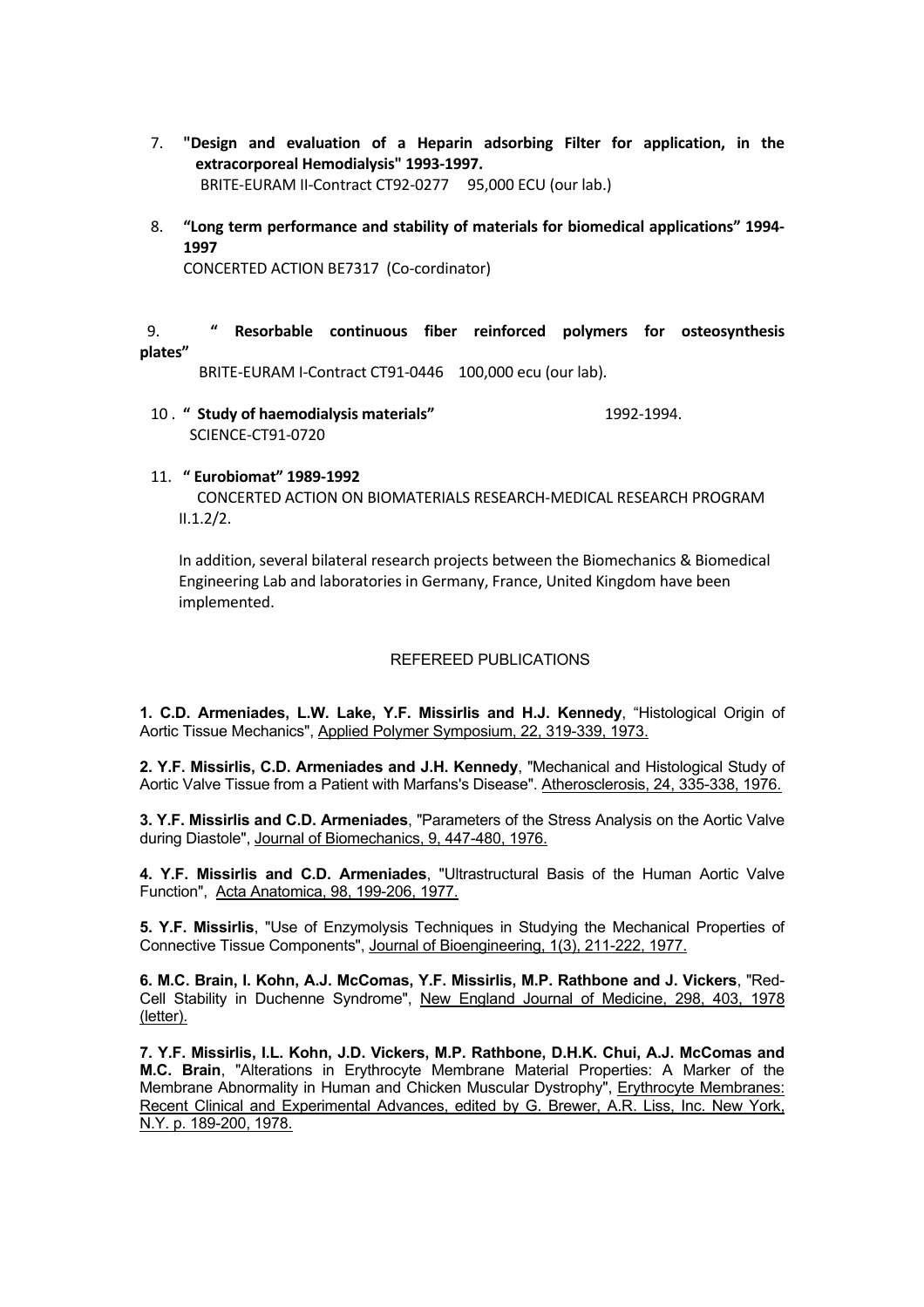7. **"Design and evaluation of a Heparin adsorbing Filter for application, in the extracorporeal Hemodialysis" 1993-1997.**
   BRITE-EURAM II-Contract CT92-0277 95,000 ECU (our lab.)

8. **"Long term performance and stability of materials for biomedical applications" 1994-1997**
   CONCERTED ACTION BE7317 (Co-cordinator)

9. **" Resorbable continuous fiber reinforced polymers for osteosynthesis plates"**
   BRITE-EURAM I-Contract CT91-0446 100,000 ecu (our lab).

10. **" Study of haemodialysis materials"** 1992-1994.
    SCIENCE-CT91-0720

11. **" Eurobiomat" 1989-1992**
    CONCERTED ACTION ON BIOMATERIALS RESEARCH-MEDICAL RESEARCH PROGRAM II.1.2/2.

In addition, several bilateral research projects between the Biomechanics & Biomedical Engineering Lab and laboratories in Germany, France, United Kingdom have been implemented.

## REFEREED PUBLICATIONS

**1. C.D. Armeniades, L.W. Lake, Y.F. Missirlis and H.J. Kennedy**, "Histological Origin of Aortic Tissue Mechanics", Applied Polymer Symposium, 22, 319-339, 1973.

**2. Y.F. Missirlis, C.D. Armeniades and J.H. Kennedy**, "Mechanical and Histological Study of Aortic Valve Tissue from a Patient with Marfans's Disease". Atherosclerosis, 24, 335-338, 1976.

**3. Y.F. Missirlis and C.D. Armeniades**, "Parameters of the Stress Analysis on the Aortic Valve during Diastole", Journal of Biomechanics, 9, 447-480, 1976.

**4. Y.F. Missirlis and C.D. Armeniades**, "Ultrastructural Basis of the Human Aortic Valve Function", Acta Anatomica, 98, 199-206, 1977.

**5. Y.F. Missirlis**, "Use of Enzymolysis Techniques in Studying the Mechanical Properties of Connective Tissue Components", Journal of Bioengineering, 1(3), 211-222, 1977.

**6. M.C. Brain, I. Kohn, A.J. McComas, Y.F. Missirlis, M.P. Rathbone and J. Vickers**, "Red-Cell Stability in Duchenne Syndrome", New England Journal of Medicine, 298, 403, 1978 (letter).

**7. Y.F. Missirlis, I.L. Kohn, J.D. Vickers, M.P. Rathbone, D.H.K. Chui, A.J. McComas and M.C. Brain**, "Alterations in Erythrocyte Membrane Material Properties: A Marker of the Membrane Abnormality in Human and Chicken Muscular Dystrophy", Erythrocyte Membranes: Recent Clinical and Experimental Advances, edited by G. Brewer, A.R. Liss, Inc. New York, N.Y. p. 189-200, 1978.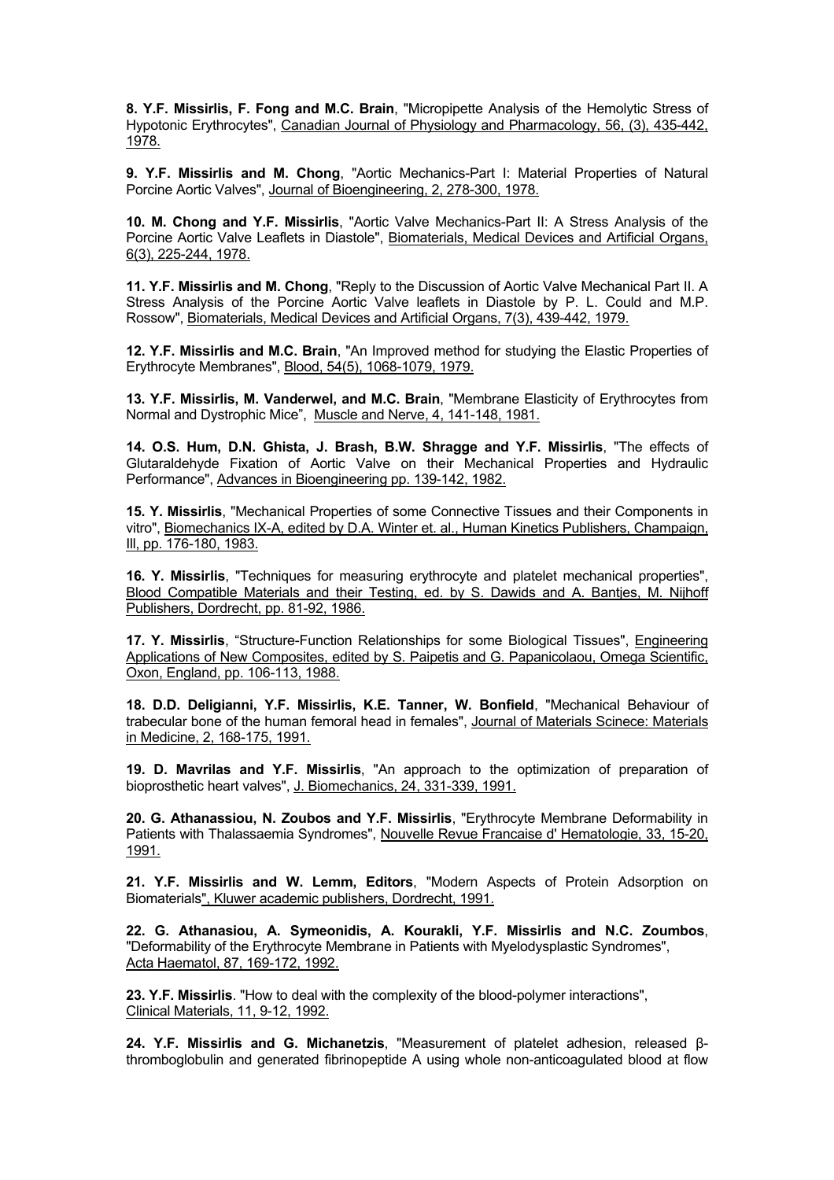**8. Y.F. Missirlis, F. Fong and M.C. Brain**, "Micropipette Analysis of the Hemolytic Stress of Hypotonic Erythrocytes", Canadian Journal of Physiology and Pharmacology, 56, (3), 435-442, 1978.

**9. Y.F. Missirlis and M. Chong**, "Aortic Mechanics-Part I: Material Properties of Natural Porcine Aortic Valves", Journal of Bioengineering, 2, 278-300, 1978.

**10. M. Chong and Y.F. Missirlis**, "Aortic Valve Mechanics-Part II: A Stress Analysis of the Porcine Aortic Valve Leaflets in Diastole", Biomaterials, Medical Devices and Artificial Organs, 6(3), 225-244, 1978.

**11. Y.F. Missirlis and M. Chong**, "Reply to the Discussion of Aortic Valve Mechanical Part II. A Stress Analysis of the Porcine Aortic Valve leaflets in Diastole by P. L. Could and M.P. Rossow", Biomaterials, Medical Devices and Artificial Organs, 7(3), 439-442, 1979.

**12. Y.F. Missirlis and M.C. Brain**, "An Improved method for studying the Elastic Properties of Erythrocyte Membranes", Blood, 54(5), 1068-1079, 1979.

**13. Y.F. Missirlis, M. Vanderwel, and M.C. Brain**, "Membrane Elasticity of Erythrocytes from Normal and Dystrophic Mice", Muscle and Nerve, 4, 141-148, 1981.

**14. O.S. Hum, D.N. Ghista, J. Brash, B.W. Shragge and Y.F. Missirlis**, "The effects of Glutaraldehyde Fixation of Aortic Valve on their Mechanical Properties and Hydraulic Performance", Advances in Bioengineering pp. 139-142, 1982.

**15. Y. Missirlis**, "Mechanical Properties of some Connective Tissues and their Components in vitro", Biomechanics IX-A, edited by D.A. Winter et. al., Human Kinetics Publishers, Champaign, Ill, pp. 176-180, 1983.

**16. Y. Missirlis**, "Techniques for measuring erythrocyte and platelet mechanical properties", Blood Compatible Materials and their Testing, ed. by S. Dawids and A. Bantjes, M. Nijhoff Publishers, Dordrecht, pp. 81-92, 1986.

**17. Y. Missirlis**, "Structure-Function Relationships for some Biological Tissues", Engineering Applications of New Composites, edited by S. Paipetis and G. Papanicolaou, Omega Scientific, Oxon, England, pp. 106-113, 1988.

**18. D.D. Deligianni, Y.F. Missirlis, K.E. Tanner, W. Bonfield**, "Mechanical Behaviour of trabecular bone of the human femoral head in females", Journal of Materials Scinece: Materials in Medicine, 2, 168-175, 1991.

**19. D. Mavrilas and Y.F. Missirlis**, "An approach to the optimization of preparation of bioprosthetic heart valves", J. Biomechanics, 24, 331-339, 1991.

**20. G. Athanassiou, N. Zoubos and Y.F. Missirlis**, "Erythrocyte Membrane Deformability in Patients with Thalassaemia Syndromes", Nouvelle Revue Francaise d' Hematologie, 33, 15-20, 1991.

**21. Y.F. Missirlis and W. Lemm, Editors**, "Modern Aspects of Protein Adsorption on Biomaterials", Kluwer academic publishers, Dordrecht, 1991.

**22. G. Athanasiou, A. Symeonidis, A. Kourakli, Y.F. Missirlis and N.C. Zoumbos**, "Deformability of the Erythrocyte Membrane in Patients with Myelodysplastic Syndromes", Acta Haematol, 87, 169-172, 1992.

**23. Y.F. Missirlis**. "How to deal with the complexity of the blood-polymer interactions", Clinical Materials, 11, 9-12, 1992.

**24. Y.F. Missirlis and G. Michanetzis**, "Measurement of platelet adhesion, released β-thromboglobulin and generated fibrinopeptide A using whole non-anticoagulated blood at flow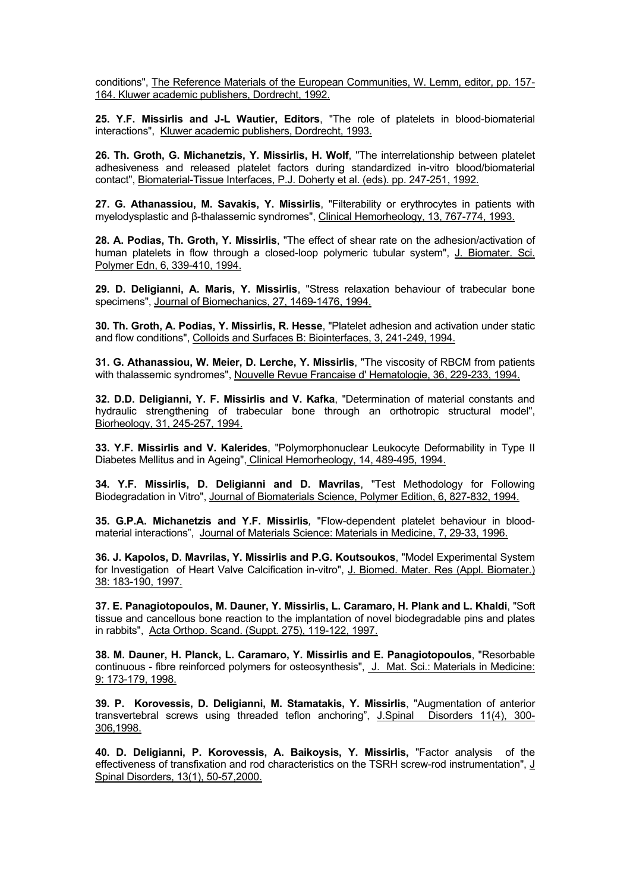conditions", The Reference Materials of the European Communities, W. Lemm, editor, pp. 157-164. Kluwer academic publishers, Dordrecht, 1992.

**25. Y.F. Missirlis and J-L Wautier, Editors**, "The role of platelets in blood-biomaterial interactions", Kluwer academic publishers, Dordrecht, 1993.

**26. Th. Groth, G. Michanetzis, Y. Missirlis, H. Wolf**, "The interrelationship between platelet adhesiveness and released platelet factors during standardized in-vitro blood/biomaterial contact", Biomaterial-Tissue Interfaces, P.J. Doherty et al. (eds). pp. 247-251, 1992.

**27. G. Athanassiou, M. Savakis, Y. Missirlis**, "Filterability or erythrocytes in patients with myelodysplastic and β-thalassemic syndromes", Clinical Hemorheology, 13, 767-774, 1993.

**28. A. Podias, Th. Groth, Y. Missirlis**, "The effect of shear rate on the adhesion/activation of human platelets in flow through a closed-loop polymeric tubular system", J. Biomater. Sci. Polymer Edn, 6, 339-410, 1994.

**29. D. Deligianni, A. Maris, Y. Missirlis**, "Stress relaxation behaviour of trabecular bone specimens", Journal of Biomechanics, 27, 1469-1476, 1994.

**30. Th. Groth, A. Podias, Y. Missirlis, R. Hesse**, "Platelet adhesion and activation under static and flow conditions", Colloids and Surfaces B: Biointerfaces, 3, 241-249, 1994.

**31. G. Athanassiou, W. Meier, D. Lerche, Y. Missirlis**, "The viscosity of RBCM from patients with thalassemic syndromes", Nouvelle Revue Francaise d' Hematologie, 36, 229-233, 1994.

**32. D.D. Deligianni, Y. F. Missirlis and V. Kafka**, "Determination of material constants and hydraulic strengthening of trabecular bone through an orthotropic structural model", Biorheology, 31, 245-257, 1994.

**33. Y.F. Missirlis and V. Kalerides**, "Polymorphonuclear Leukocyte Deformability in Type II Diabetes Mellitus and in Ageing", Clinical Hemorheology, 14, 489-495, 1994.

**34. Y.F. Missirlis, D. Deligianni and D. Mavrilas**, "Test Methodology for Following Biodegradation in Vitro", Journal of Biomaterials Science, Polymer Edition, 6, 827-832, 1994.

**35. G.P.A. Michanetzis and Y.F. Missirlis**, "Flow-dependent platelet behaviour in blood-material interactions", Journal of Materials Science: Materials in Medicine, 7, 29-33, 1996.

**36. J. Kapolos, D. Mavrilas, Y. Missirlis and P.G. Koutsoukos**, "Model Experimental System for Investigation of Heart Valve Calcification in-vitro", J. Biomed. Mater. Res (Appl. Biomater.) 38: 183-190, 1997.

**37. E. Panagiotopoulos, M. Dauner, Y. Missirlis, L. Caramaro, H. Plank and L. Khaldi**, "Soft tissue and cancellous bone reaction to the implantation of novel biodegradable pins and plates in rabbits", Acta Orthop. Scand. (Suppt. 275), 119-122, 1997.

**38. M. Dauner, H. Planck, L. Caramaro, Y. Missirlis and E. Panagiotopoulos**, "Resorbable continuous - fibre reinforced polymers for osteosynthesis", J. Mat. Sci.: Materials in Medicine: 9: 173-179, 1998.

**39. P. Korovessis, D. Deligianni, M. Stamatakis, Y. Missirlis**, "Augmentation of anterior transvertebral screws using threaded teflon anchoring", J.Spinal Disorders 11(4), 300-306,1998.

**40. D. Deligianni, P. Korovessis, A. Baikoysis, Y. Missirlis,** "Factor analysis of the effectiveness of transfixation and rod characteristics on the TSRH screw-rod instrumentation", J Spinal Disorders, 13(1), 50-57,2000.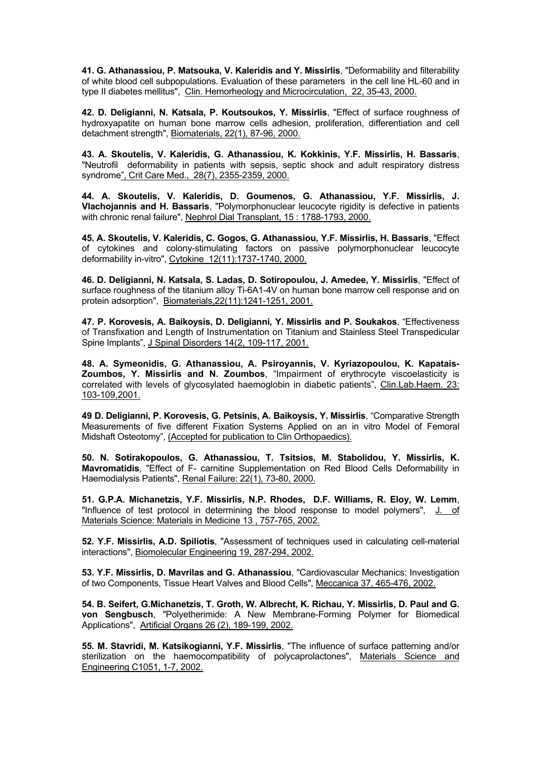**41. G. Athanassiou, P. Matsouka, V. Kaleridis and Y. Missirlis**, "Deformability and filterability of white blood cell subpopulations. Evaluation of these parameters in the cell line HL-60 and in type II diabetes mellitus", Clin. Hemorheology and Microcirculation, 22, 35-43, 2000.

**42. D. Deligianni, N. Katsala, P. Koutsoukos, Y. Missirlis**, "Effect of surface roughness of hydroxyapatite on human bone marrow cells adhesion, proliferation, differentiation and cell detachment strength", Biomaterials, 22(1), 87-96, 2000.

**43. A. Skoutelis, V. Kaleridis, G. Athanassiou, K. Kokkinis, Y.F. Missirlis, H. Bassaris**, "Neutrofil deformability in patients with sepsis, septic shock and adult respiratory distress syndrome", Crit Care Med., 28(7), 2355-2359, 2000.

**44. A. Skoutelis, V. Kaleridis, D. Goumenos, G. Athanassiou, Y.F. Missirlis, J. Vlachojannis and H. Bassaris**, "Polymorphonuclear leucocyte rigidity is defective in patients with chronic renal failure", Nephrol Dial Transplant, 15 : 1788-1793, 2000.

**45. A. Skoutelis, V. Kaleridis, C. Gogos, G. Athanassiou, Y.F. Missirlis, H. Bassaris**, "Effect of cytokines and colony-stimulating factors on passive polymorphonuclear leucocyte deformability in-vitro", Cytokine 12(11):1737-1740, 2000.

**46. D. Deligianni, N. Katsala, S. Ladas, D. Sotiropoulou, J. Amedee, Y. Missirlis**, "Effect of surface roughness of the titanium alloy Ti-6A1-4V on human bone marrow cell response and on protein adsorption", Biomaterials,22(11):1241-1251, 2001.

**47. P. Korovesis, A. Baikoysis, D. Deligianni, Y. Missirlis and P. Soukakos**, "Effectiveness of Transfixation and Length of Instrumentation on Titanium and Stainless Steel Transpedicular Spine Implants", J Spinal Disorders 14(2, 109-117, 2001.

**48. A. Symeonidis, G. Athanassiou, A. Psiroyannis, V. Kyriazopoulou, K. Kapatais-Zoumbos, Y. Missirlis and N. Zoumbos**, "Impairment of erythrocyte viscoelasticity is correlated with levels of glycosylated haemoglobin in diabetic patients", Clin.Lab.Haem. 23: 103-109,2001.

**49 D. Deligianni, P. Korovesis, G. Petsinis, A. Baikoysis, Y. Missirlis**, "Comparative Strength Measurements of five different Fixation Systems Applied on an in vitro Model of Femoral Midshaft Osteotomy", (Accepted for publication to Clin Orthopaedics).

**50. N. Sotirakopoulos, G. Athanassiou, T. Tsitsios, M. Stabolidou, Y. Missirlis, K. Mavromatidis**, "Effect of F- carnitine Supplementation on Red Blood Cells Deformability in Haemodialysis Patients", Renal Failure: 22(1), 73-80, 2000.

**51. G.P.A. Michanetzis, Y.F. Missirlis, N.P. Rhodes, D.F. Williams, R. Eloy, W. Lemm**, "Influence of test protocol in determining the blood response to model polymers", J. of Materials Science: Materials in Medicine 13 , 757-765, 2002.

**52. Y.F. Missirlis, A.D. Spiliotis**, "Assessment of techniques used in calculating cell-material interactions", Biomolecular Engineering 19, 287-294, 2002.

**53. Y.F. Missirlis, D. Mavrilas and G. Athanassiou**, "Cardiovascular Mechanics: Investigation of two Components, Tissue Heart Valves and Blood Cells", Meccanica 37, 465-476, 2002.

**54. B. Seifert, G.Michanetzis, T. Groth, W. Albrecht, K. Richau, Y. Missirlis, D. Paul and G. von Sengbusch**, "Polyetherimide: A New Membrane-Forming Polymer for Biomedical Applications", Artificial Organs 26 (2), 189-199, 2002.

**55. M. Stavridi, M. Katsikogianni, Y.F. Missirlis**, "The influence of surface patterning and/or sterilization on the haemocompatibility of polycaprolactones", Materials Science and Engineering C1051, 1-7, 2002.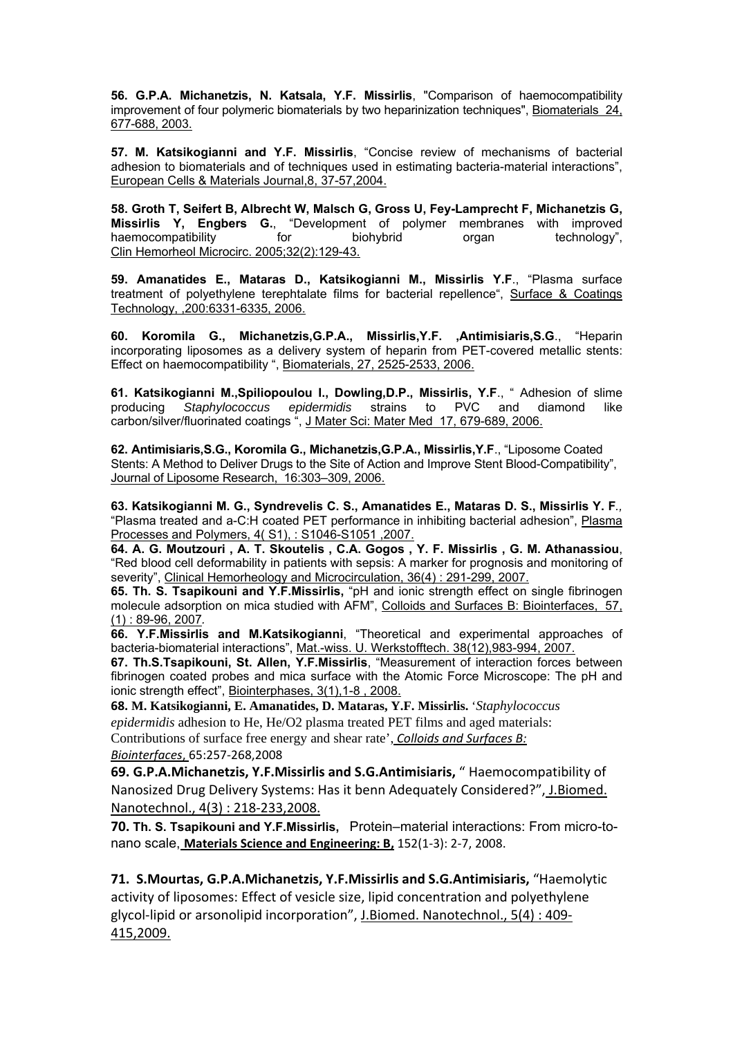**56. G.P.A. Michanetzis, N. Katsala, Y.F. Missirlis**, "Comparison of haemocompatibility improvement of four polymeric biomaterials by two heparinization techniques", Biomaterials 24, 677-688, 2003.

**57. M. Katsikogianni and Y.F. Missirlis**, "Concise review of mechanisms of bacterial adhesion to biomaterials and of techniques used in estimating bacteria-material interactions", European Cells & Materials Journal,8, 37-57,2004.

**58. Groth T, Seifert B, Albrecht W, Malsch G, Gross U, Fey-Lamprecht F, Michanetzis G, Missirlis Y, Engbers G.**, "Development of polymer membranes with improved haemocompatibility for biohybrid organ technology", Clin Hemorheol Microcirc. 2005;32(2):129-43.

**59. Amanatides E., Mataras D., Katsikogianni M., Missirlis Y.F**., "Plasma surface treatment of polyethylene terephtalate films for bacterial repellence", Surface & Coatings Technology, ,200:6331-6335, 2006.

**60. Koromila G., Michanetzis,G.P.A., Missirlis,Y.F. ,Antimisiaris,S.G**., "Heparin incorporating liposomes as a delivery system of heparin from PET-covered metallic stents: Effect on haemocompatibility ", Biomaterials, 27, 2525-2533, 2006.

**61. Katsikogianni M.,Spiliopoulou I., Dowling,D.P., Missirlis, Y.F**., " Adhesion of slime producing *Staphylococcus epidermidis* strains to PVC and diamond like carbon/silver/fluorinated coatings ", J Mater Sci: Mater Med 17, 679-689, 2006.

**62. Antimisiaris,S.G., Koromila G., Michanetzis,G.P.A., Missirlis,Y.F**., "Liposome Coated Stents: A Method to Deliver Drugs to the Site of Action and Improve Stent Blood-Compatibility", Journal of Liposome Research, 16:303–309, 2006.

**63. Katsikogianni M. G., Syndrevelis C. S., Amanatides E., Mataras D. S., Missirlis Y. F**., "Plasma treated and a-C:H coated PET performance in inhibiting bacterial adhesion", Plasma Processes and Polymers, 4( S1), : S1046-S1051 ,2007.

**64. A. G. Moutzouri , A. T. Skoutelis , C.A. Gogos , Y. F. Missirlis , G. M. Athanassiou**, "Red blood cell deformability in patients with sepsis: A marker for prognosis and monitoring of severity", Clinical Hemorheology and Microcirculation, 36(4) : 291-299, 2007.

**65. Th. S. Tsapikouni and Y.F.Missirlis,** "pH and ionic strength effect on single fibrinogen molecule adsorption on mica studied with AFM", Colloids and Surfaces B: Biointerfaces, 57, (1) : 89-96, 2007.

**66. Y.F.Missirlis and M.Katsikogianni**, "Theoretical and experimental approaches of bacteria-biomaterial interactions", Mat.-wiss. U. Werkstofftech. 38(12),983-994, 2007.

**67. Th.S.Tsapikouni, St. Allen, Y.F.Missirlis**, "Measurement of interaction forces between fibrinogen coated probes and mica surface with the Atomic Force Microscope: The pH and ionic strength effect", Biointerphases, 3(1),1-8 , 2008.

**68. M. Katsikogianni, E. Amanatides, D. Mataras, Y.F. Missirlis.** '*Staphylococcus epidermidis* adhesion to He, He/O2 plasma treated PET films and aged materials: Contributions of surface free energy and shear rate', ***Colloids and Surfaces B: Biointerfaces***, 65:257-268,2008

**69. G.P.A.Michanetzis, Y.F.Missirlis and S.G.Antimisiaris,** " Haemocompatibility of Nanosized Drug Delivery Systems: Has it benn Adequately Considered?", J.Biomed. Nanotechnol., 4(3) : 218-233,2008.

**70. Th. S. Tsapikouni and Y.F.Missirlis,** Protein–material interactions: From micro-to-nano scale, **Materials Science and Engineering: B,** 152(1-3): 2-7, 2008.

**71. S.Mourtas, G.P.A.Michanetzis, Y.F.Missirlis and S.G.Antimisiaris,** "Haemolytic activity of liposomes: Effect of vesicle size, lipid concentration and polyethylene glycol-lipid or arsonolipid incorporation", J.Biomed. Nanotechnol., 5(4) : 409-415,2009.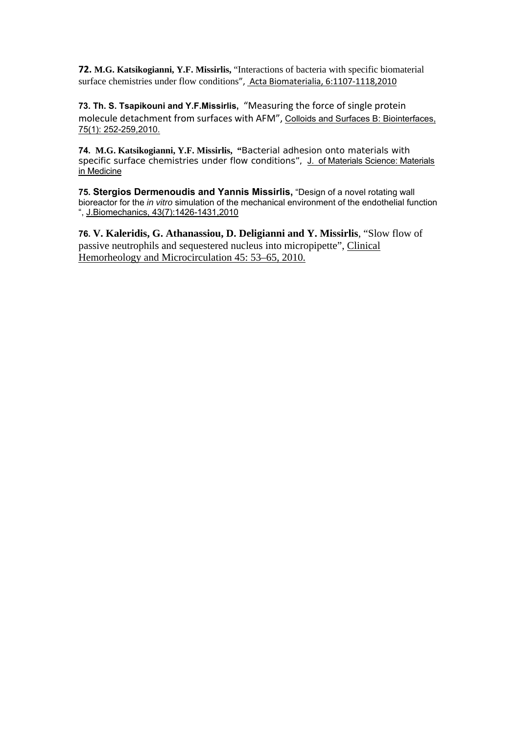**72. M.G. Katsikogianni, Y.F. Missirlis,** "Interactions of bacteria with specific biomaterial surface chemistries under flow conditions", Acta Biomaterialia, 6:1107-1118,2010

**73. Th. S. Tsapikouni and Y.F.Missirlis**, "Measuring the force of single protein molecule detachment from surfaces with AFM", Colloids and Surfaces B: Biointerfaces, 75(1): 252-259,2010.

**74. M.G. Katsikogianni, Y.F. Missirlis,** "Bacterial adhesion onto materials with specific surface chemistries under flow conditions", J. of Materials Science: Materials in Medicine

**75. Stergios Dermenoudis and Yannis Missirlis,** "Design of a novel rotating wall bioreactor for the *in vitro* simulation of the mechanical environment of the endothelial function ", J.Biomechanics, 43(7):1426-1431,2010

**76. V. Kaleridis, G. Athanassiou, D. Deligianni and Y. Missirlis**, "Slow flow of passive neutrophils and sequestered nucleus into micropipette", Clinical Hemorheology and Microcirculation 45: 53–65, 2010.